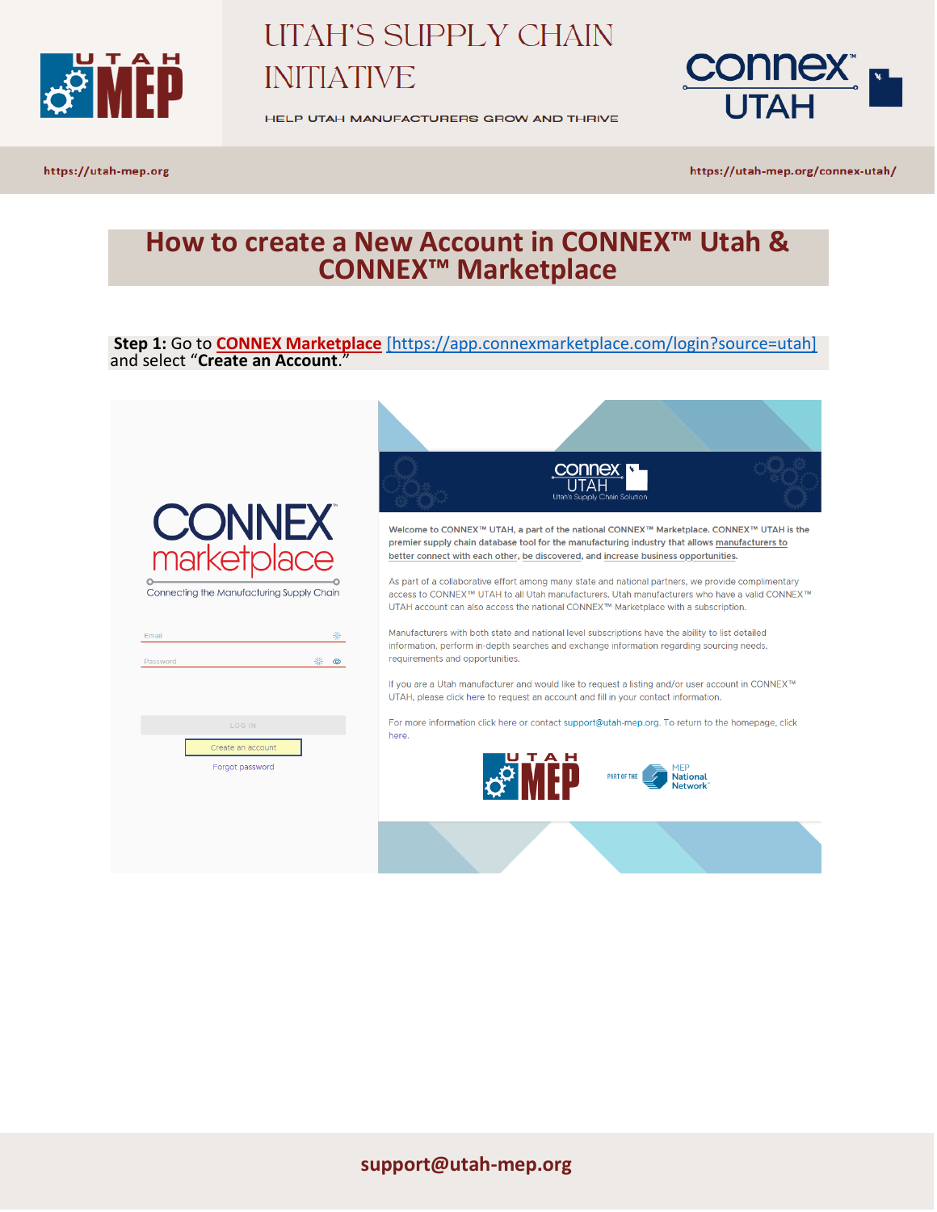# UTAH'S SUPPLY CHAIN INITIATIVE

HELP UTAH MANUFACTURERS GROW AND THRIVE

https://utah-mep.org

https://utah-mep.org/connex-utah/

## How to create a New Account in CONNEX™ Utah & CONNEX™ Marketplace

**Step 1:** Go to **CONNEX Marketplace** [https://app.connexmarketplace.com/login?source=utah] and select "**Create an Account**."

support@utah-mep.org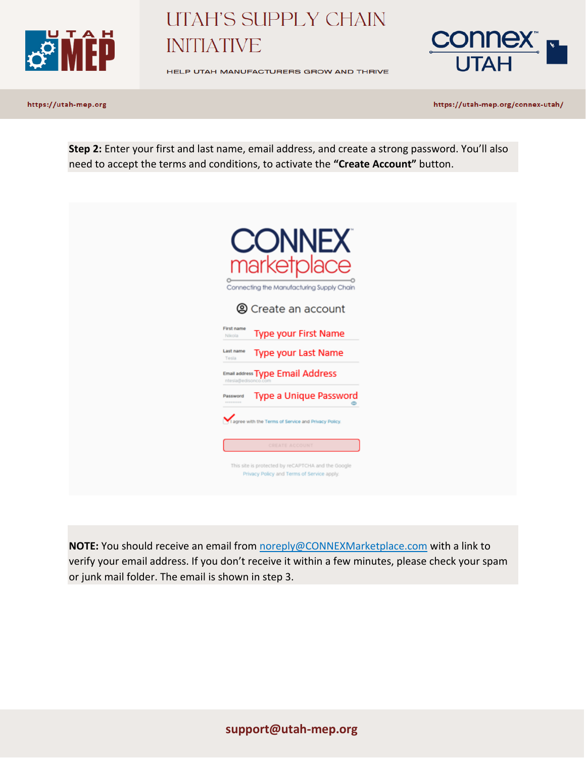**Step 2:** Enter your first and last name, email address, and create a strong password. You'll also need to accept the terms and conditions, to activate the **"Create Account"** button.

CONNEX marketplace

Connecting the Manufacturing Supply Chain

Create an account

First name — Type your First Name

Last name — Type your Last Name

Email address — Type Email Address

Password — Type a Unique Password

I agree with the Terms of Service and Privacy Policy.

CREATE ACCOUNT

This site is protected by reCAPTCHA and the Google Privacy Policy and Terms of Service apply.

**NOTE:** You should receive an email from noreply@CONNEXMarketplace.com with a link to verify your email address. If you don't receive it within a few minutes, please check your spam or junk mail folder. The email is shown in step 3.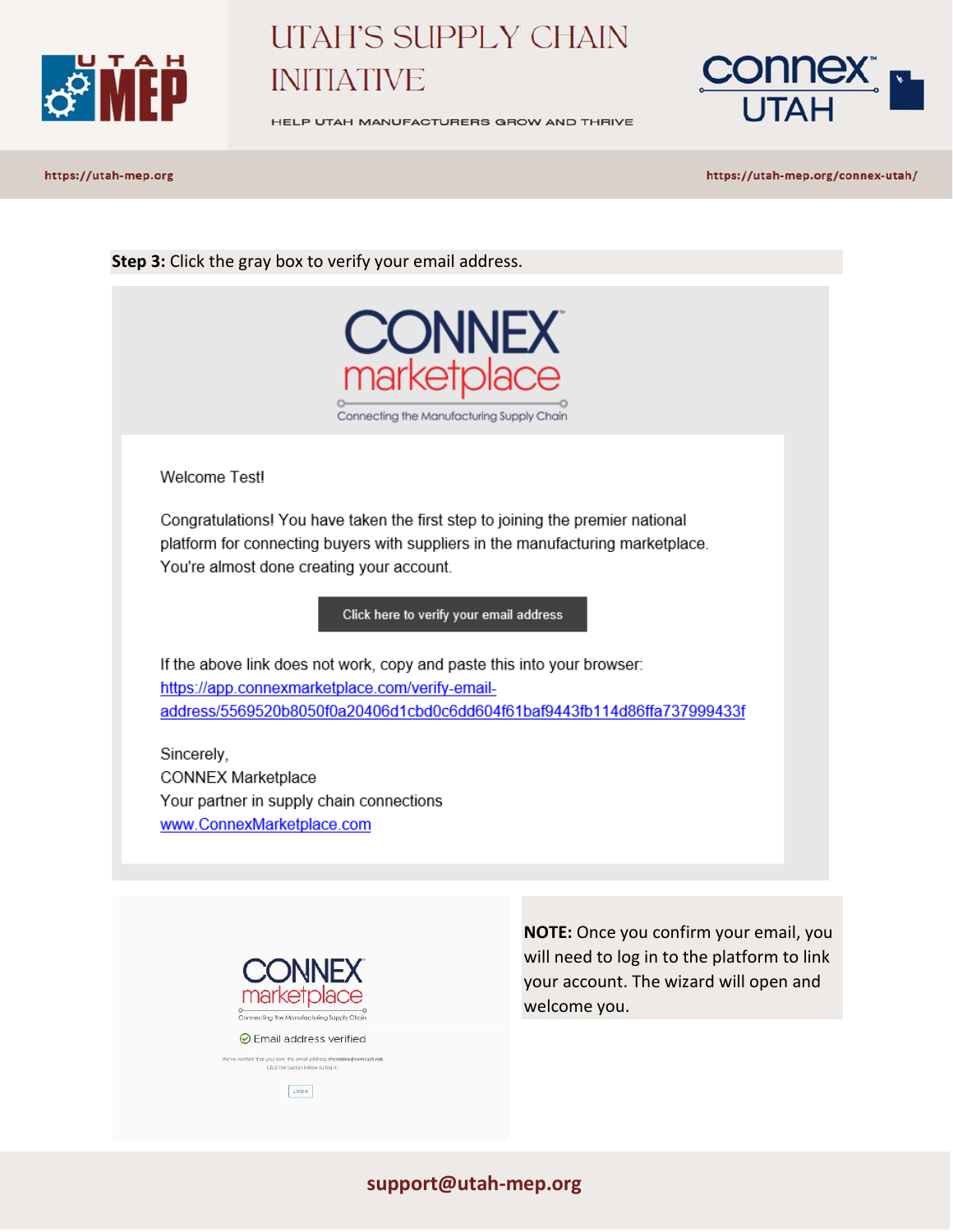**Step 3:** Click the gray box to verify your email address.

Welcome Test!

Congratulations! You have taken the first step to joining the premier national platform for connecting buyers with suppliers in the manufacturing marketplace. You're almost done creating your account.

Click here to verify your email address

If the above link does not work, copy and paste this into your browser:
https://app.connexmarketplace.com/verify-email-address/5569520b8050f0a20406d1cbd0c6dd604f61baf9443fb114d86ffa737999433f

Sincerely,
CONNEX Marketplace
Your partner in supply chain connections
www.ConnexMarketplace.com

Email address verified

**NOTE:** Once you confirm your email, you will need to log in to the platform to link your account. The wizard will open and welcome you.

support@utah-mep.org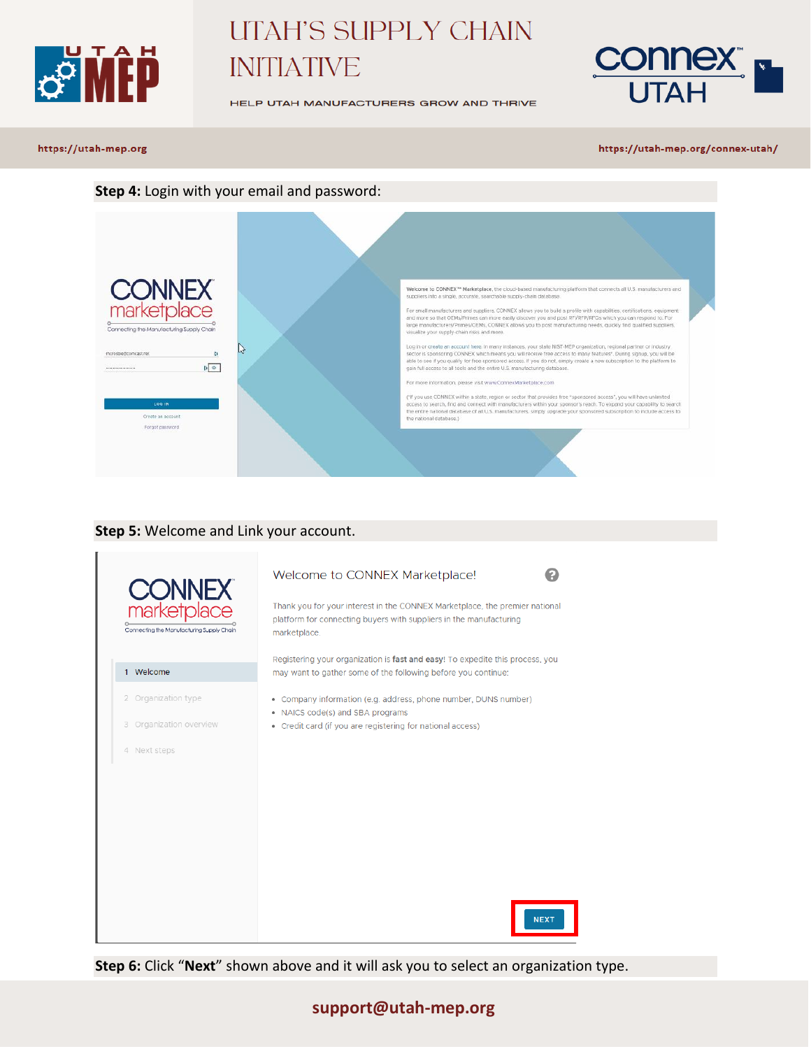**Step 4:** Login with your email and password:

**Step 5:** Welcome and Link your account.

**Step 6:** Click "**Next**" shown above and it will ask you to select an organization type.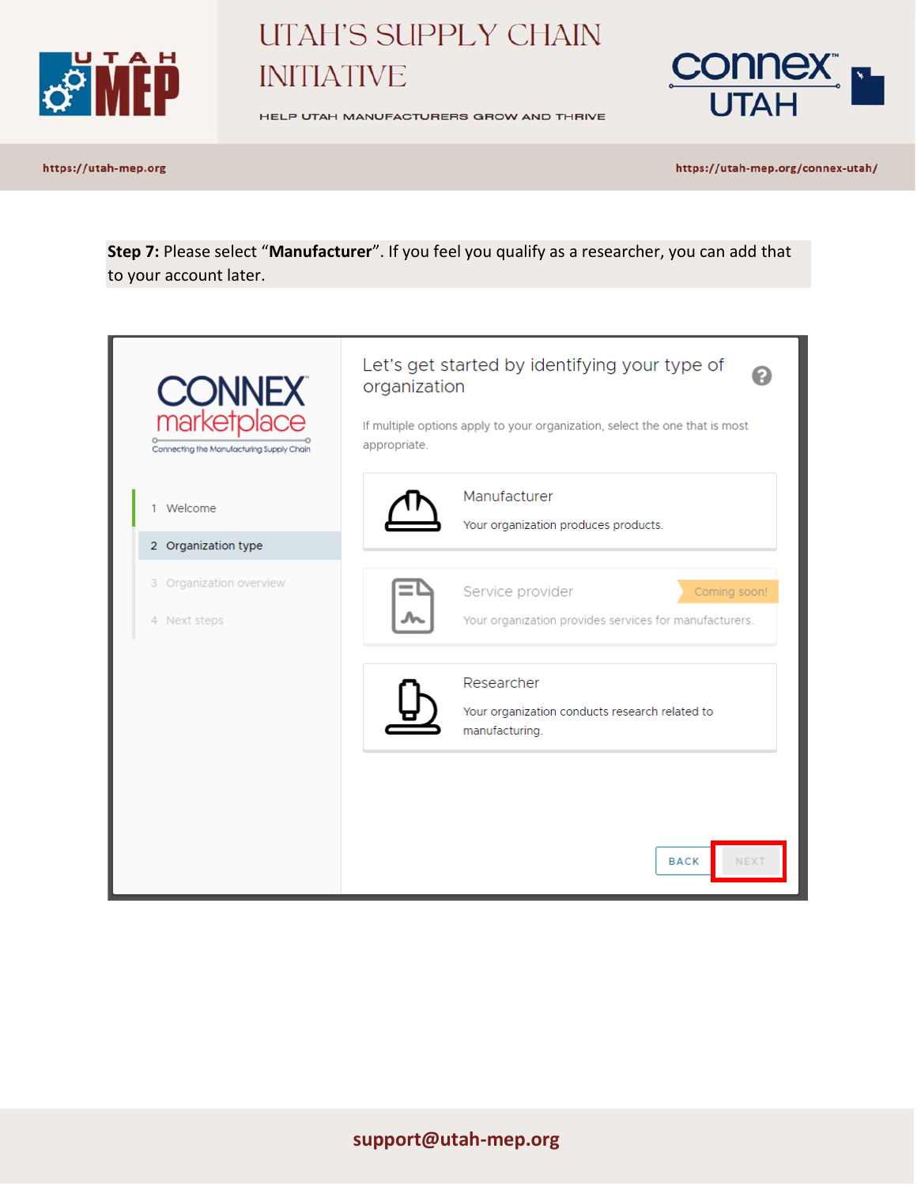**Step 7:** Please select "**Manufacturer**". If you feel you qualify as a researcher, you can add that to your account later.

CONNEX marketplace
Connecting the Manufacturing Supply Chain

1 Welcome
2 Organization type
3 Organization overview
4 Next steps

Let's get started by identifying your type of organization

If multiple options apply to your organization, select the one that is most appropriate.

Manufacturer
Your organization produces products.

Service provider — Coming soon!
Your organization provides services for manufacturers.

Researcher
Your organization conducts research related to manufacturing.

BACK NEXT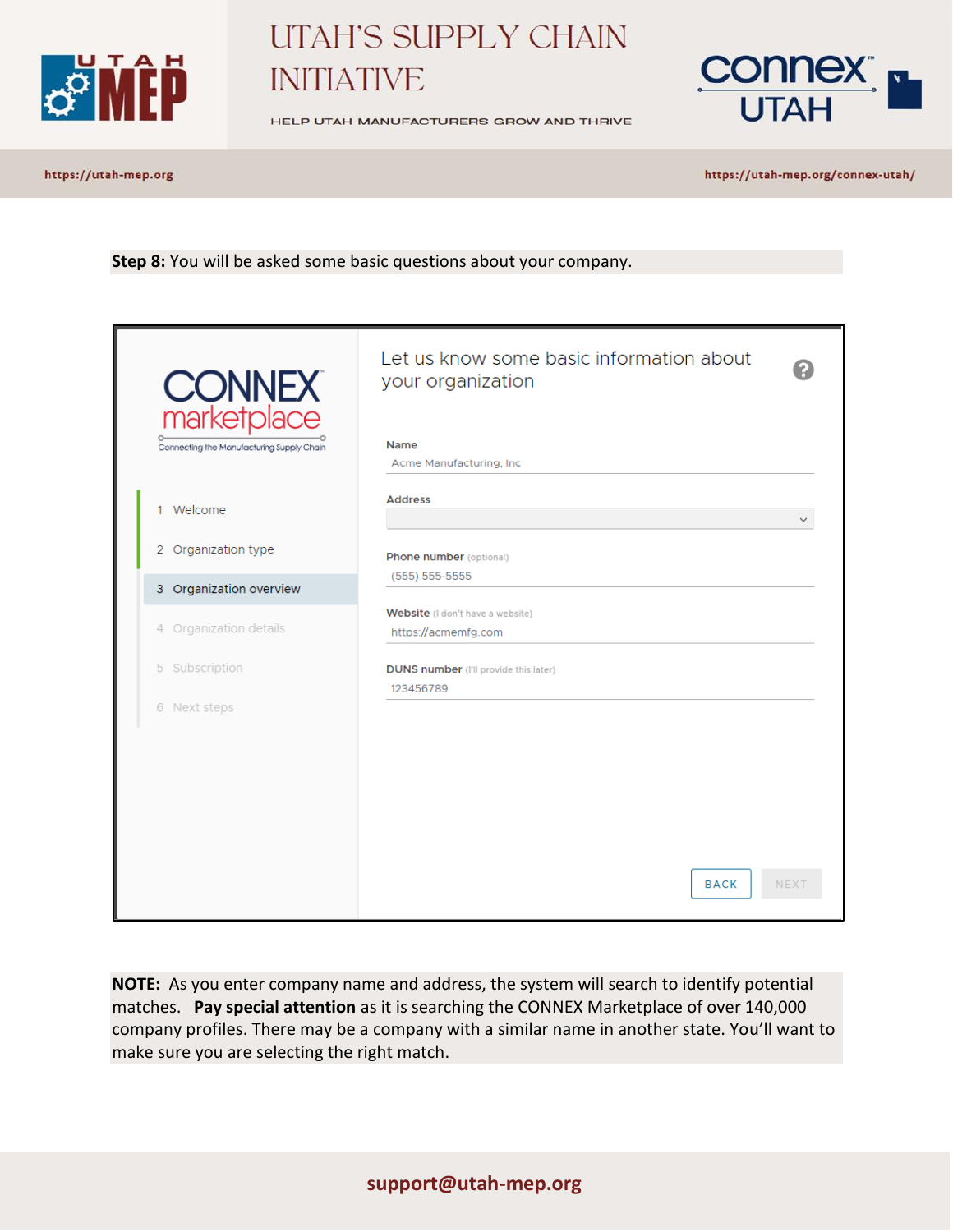**Step 8:** You will be asked some basic questions about your company.

CONNEX marketplace
Connecting the Manufacturing Supply Chain

1 Welcome
2 Organization type
3 Organization overview
4 Organization details
5 Subscription
6 Next steps

Let us know some basic information about your organization

Name
Acme Manufacturing, Inc

Address

Phone number (optional)
(555) 555-5555

Website (I don't have a website)
https://acmemfg.com

DUNS number (I'll provide this later)
123456789

BACK NEXT

**NOTE:** As you enter company name and address, the system will search to identify potential matches. **Pay special attention** as it is searching the CONNEX Marketplace of over 140,000 company profiles. There may be a company with a similar name in another state. You'll want to make sure you are selecting the right match.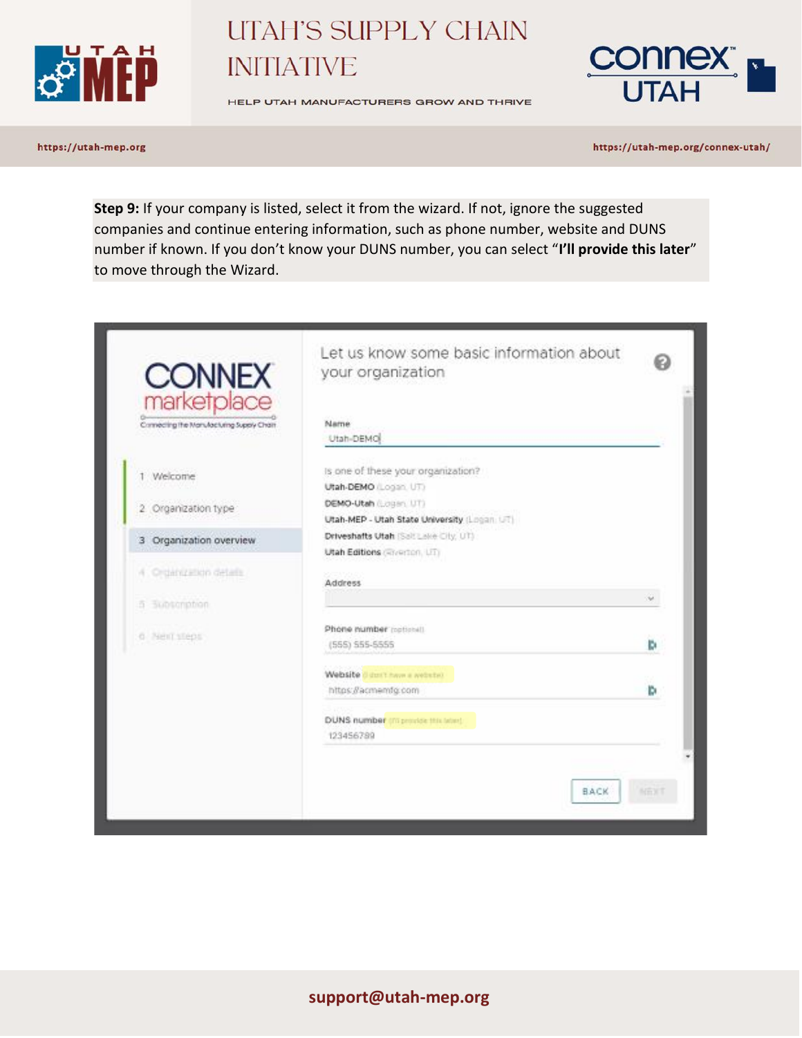**Step 9:** If your company is listed, select it from the wizard. If not, ignore the suggested companies and continue entering information, such as phone number, website and DUNS number if known. If you don't know your DUNS number, you can select "**I'll provide this later**" to move through the Wizard.

CONNEX marketplace

Connecting the Manufacturing Supply Chain

1 Welcome

2 Organization type

3 Organization overview

4 Organization details

5 Subscription

6 Next steps

Let us know some basic information about your organization

Name

Utah-DEMO

Is one of these your organization?

Utah-DEMO (Logan, UT)

DEMO-Utah (Logan, UT)

Utah-MEP - Utah State University (Logan, UT)

Driveshafts Utah (Salt Lake City, UT)

Utah Editions (Riverton, UT)

Address

Phone number (optional)

(555) 555-5555

Website (I don't have a website)

https://acmemfg.com

DUNS number (I'll provide this later)

123456789

BACK NEXT

support@utah-mep.org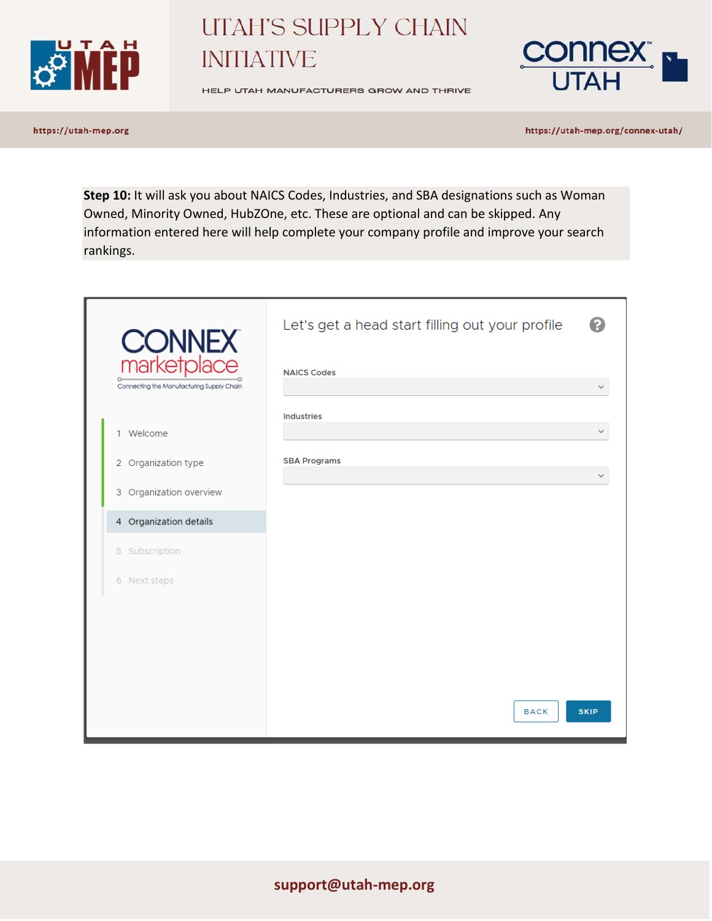**Step 10:** It will ask you about NAICS Codes, Industries, and SBA designations such as Woman Owned, Minority Owned, HubZOne, etc. These are optional and can be skipped. Any information entered here will help complete your company profile and improve your search rankings.

CONNEX marketplace
Connecting the Manufacturing Supply Chain

1 Welcome
2 Organization type
3 Organization overview
4 Organization details
5 Subscription
6 Next steps

Let's get a head start filling out your profile

NAICS Codes

Industries

SBA Programs

BACK SKIP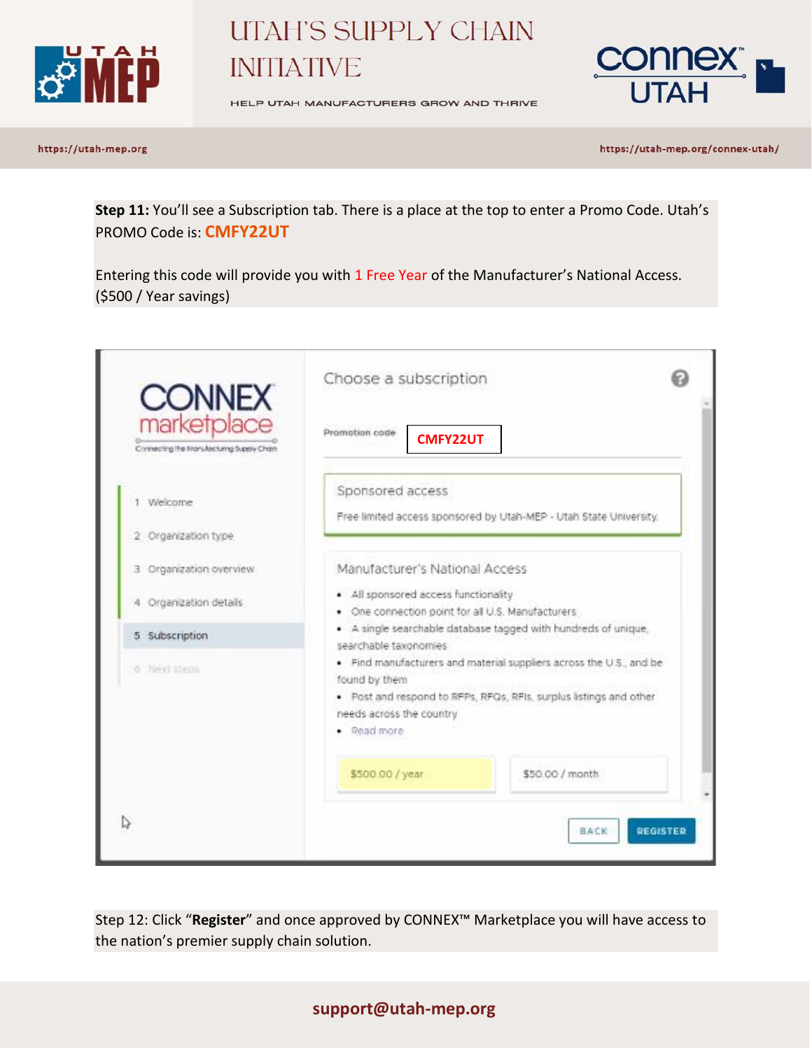**Step 11:** You'll see a Subscription tab. There is a place at the top to enter a Promo Code. Utah's PROMO Code is: **CMFY22UT**

Entering this code will provide you with 1 Free Year of the Manufacturer's National Access. ($500 / Year savings)

Step 12: Click "**Register**" and once approved by CONNEX™ Marketplace you will have access to the nation's premier supply chain solution.

**support@utah-mep.org**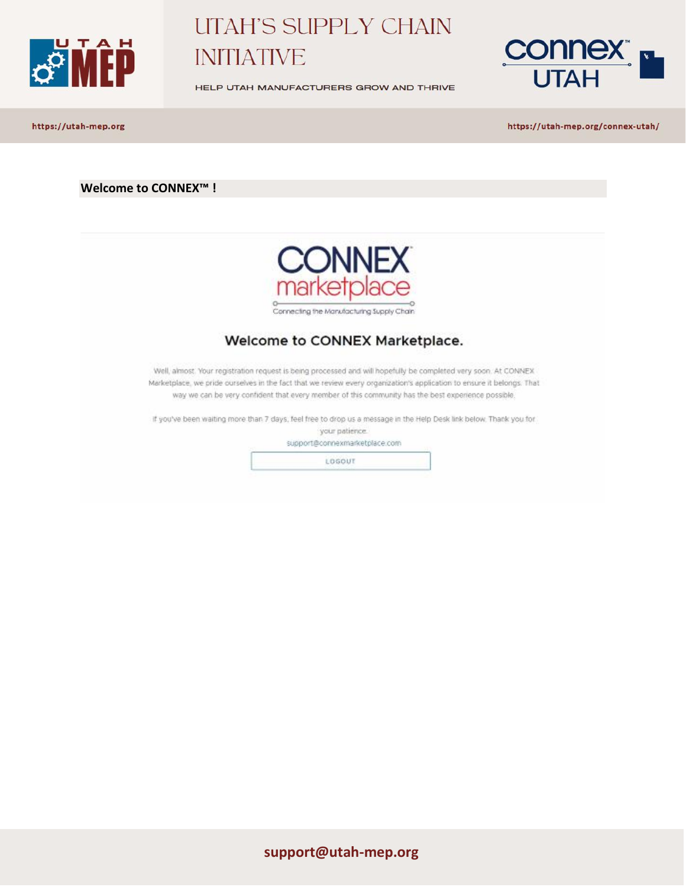**Welcome to CONNEX™ !**

CONNEX marketplace

Connecting the Manufacturing Supply Chain

## Welcome to CONNEX Marketplace.

Well, almost. Your registration request is being processed and will hopefully be completed very soon. At CONNEX Marketplace, we pride ourselves in the fact that we review every organization's application to ensure it belongs. That way we can be very confident that every member of this community has the best experience possible.

If you've been waiting more than 7 days, feel free to drop us a message in the Help Desk link below. Thank you for your patience.

support@connexmarketplace.com

LOGOUT